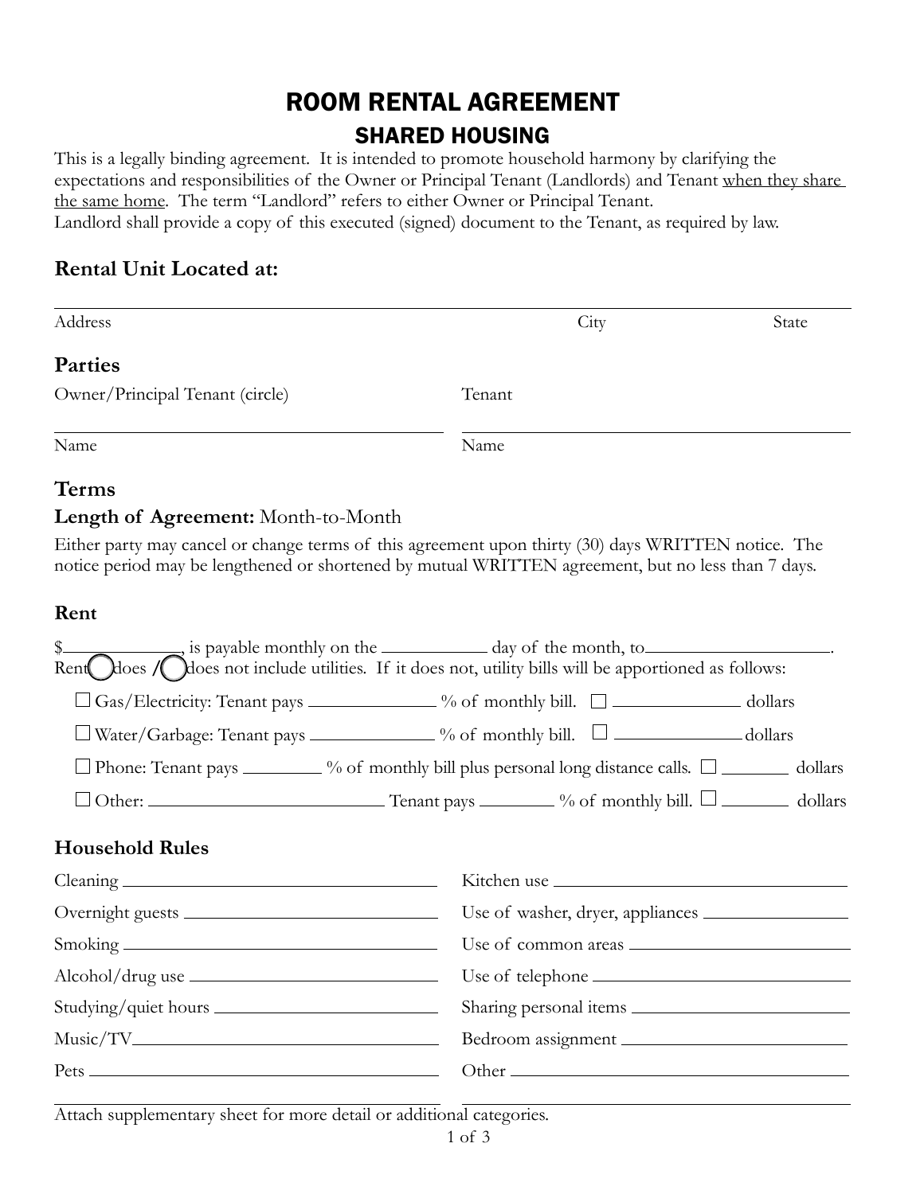# ROOM RENTAL AGREEMENT

## SHARED HOUSING

This is a legally binding agreement. It is intended to promote household harmony by clarifying the expectations and responsibilities of the Owner or Principal Tenant (Landlords) and Tenant <u>when they share the same home</u>. The term "Landlord" refers to either Owner or Principal Tenant.
Landlord shall provide a copy of this executed (signed) document to the Tenant, as required by law.

### Rental Unit Located at:

______________________________________________________________________
Address                                                                 City                    State

### Parties

Owner/Principal Tenant (circle)

______________________________
Name

Tenant

______________________________
Name

### Terms

**Length of Agreement:** Month-to-Month

Either party may cancel or change terms of this agreement upon thirty (30) days WRITTEN notice. The notice period may be lengthened or shortened by mutual WRITTEN agreement, but no less than 7 days.

### Rent

$__________, is payable monthly on the __________ day of the month, to ________________.
Rent ◯ does / ◯ does not include utilities. If it does not, utility bills will be apportioned as follows:

- ☐ Gas/Electricity: Tenant pays __________ % of monthly bill. ☐ __________ dollars
- ☐ Water/Garbage: Tenant pays __________ % of monthly bill. ☐ __________ dollars
- ☐ Phone: Tenant pays ________ % of monthly bill plus personal long distance calls. ☐ ________ dollars
- ☐ Other: ____________________ Tenant pays ________ % of monthly bill. ☐ ________ dollars

### Household Rules

Cleaning ______________________________

Overnight guests ______________________________

Smoking ______________________________

Alcohol/drug use ______________________________

Studying/quiet hours ______________________________

Music/TV ______________________________

Pets ______________________________

Kitchen use ______________________________

Use of washer, dryer, appliances ______________________________

Use of common areas ______________________________

Use of telephone ______________________________

Sharing personal items ______________________________

Bedroom assignment ______________________________

Other ______________________________

Attach supplementary sheet for more detail or additional categories.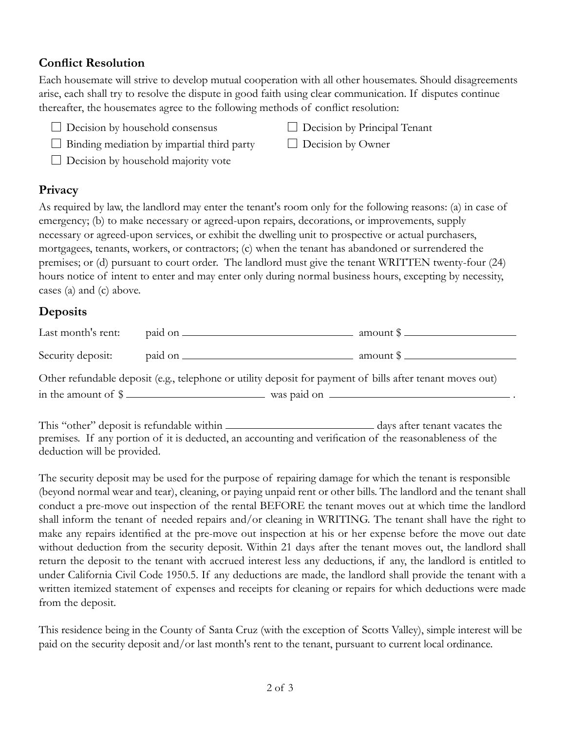## Conflict Resolution

Each housemate will strive to develop mutual cooperation with all other housemates. Should disagreements arise, each shall try to resolve the dispute in good faith using clear communication. If disputes continue thereafter, the housemates agree to the following methods of conflict resolution:

- ☐ Decision by household consensus
- ☐ Binding mediation by impartial third party
- ☐ Decision by household majority vote
- ☐ Decision by Principal Tenant
- ☐ Decision by Owner

## Privacy

As required by law, the landlord may enter the tenant's room only for the following reasons: (a) in case of emergency; (b) to make necessary or agreed-upon repairs, decorations, or improvements, supply necessary or agreed-upon services, or exhibit the dwelling unit to prospective or actual purchasers, mortgagees, tenants, workers, or contractors; (c) when the tenant has abandoned or surrendered the premises; or (d) pursuant to court order. The landlord must give the tenant WRITTEN twenty-four (24) hours notice of intent to enter and may enter only during normal business hours, excepting by necessity, cases (a) and (c) above.

## Deposits

Last month's rent: paid on ______________________ amount $ ______________

Security deposit: paid on ______________________ amount $ ______________

Other refundable deposit (e.g., telephone or utility deposit for payment of bills after tenant moves out) in the amount of $ ________________ was paid on ______________________ .

This "other" deposit is refundable within ________________ days after tenant vacates the premises. If any portion of it is deducted, an accounting and verification of the reasonableness of the deduction will be provided.

The security deposit may be used for the purpose of repairing damage for which the tenant is responsible (beyond normal wear and tear), cleaning, or paying unpaid rent or other bills. The landlord and the tenant shall conduct a pre-move out inspection of the rental BEFORE the tenant moves out at which time the landlord shall inform the tenant of needed repairs and/or cleaning in WRITING. The tenant shall have the right to make any repairs identified at the pre-move out inspection at his or her expense before the move out date without deduction from the security deposit. Within 21 days after the tenant moves out, the landlord shall return the deposit to the tenant with accrued interest less any deductions, if any, the landlord is entitled to under California Civil Code 1950.5. If any deductions are made, the landlord shall provide the tenant with a written itemized statement of expenses and receipts for cleaning or repairs for which deductions were made from the deposit.

This residence being in the County of Santa Cruz (with the exception of Scotts Valley), simple interest will be paid on the security deposit and/or last month's rent to the tenant, pursuant to current local ordinance.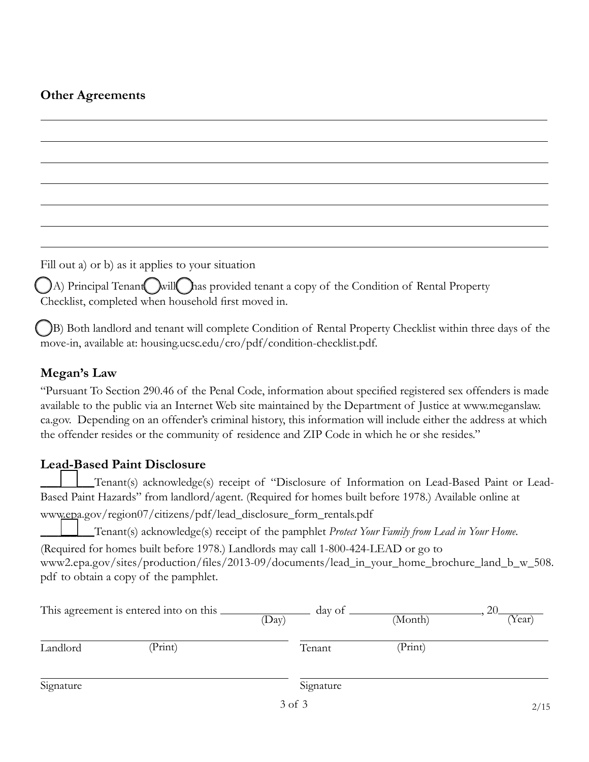## Other Agreements

\_\_\_\_\_\_\_\_\_\_\_\_\_\_\_\_\_\_\_\_\_\_\_\_\_\_\_\_\_\_\_\_\_\_\_\_\_\_\_\_\_\_\_\_\_\_\_\_\_\_\_\_\_\_\_\_\_\_\_\_\_\_\_\_\_\_\_\_\_\_

\_\_\_\_\_\_\_\_\_\_\_\_\_\_\_\_\_\_\_\_\_\_\_\_\_\_\_\_\_\_\_\_\_\_\_\_\_\_\_\_\_\_\_\_\_\_\_\_\_\_\_\_\_\_\_\_\_\_\_\_\_\_\_\_\_\_\_\_\_\_

\_\_\_\_\_\_\_\_\_\_\_\_\_\_\_\_\_\_\_\_\_\_\_\_\_\_\_\_\_\_\_\_\_\_\_\_\_\_\_\_\_\_\_\_\_\_\_\_\_\_\_\_\_\_\_\_\_\_\_\_\_\_\_\_\_\_\_\_\_\_

\_\_\_\_\_\_\_\_\_\_\_\_\_\_\_\_\_\_\_\_\_\_\_\_\_\_\_\_\_\_\_\_\_\_\_\_\_\_\_\_\_\_\_\_\_\_\_\_\_\_\_\_\_\_\_\_\_\_\_\_\_\_\_\_\_\_\_\_\_\_

\_\_\_\_\_\_\_\_\_\_\_\_\_\_\_\_\_\_\_\_\_\_\_\_\_\_\_\_\_\_\_\_\_\_\_\_\_\_\_\_\_\_\_\_\_\_\_\_\_\_\_\_\_\_\_\_\_\_\_\_\_\_\_\_\_\_\_\_\_\_

\_\_\_\_\_\_\_\_\_\_\_\_\_\_\_\_\_\_\_\_\_\_\_\_\_\_\_\_\_\_\_\_\_\_\_\_\_\_\_\_\_\_\_\_\_\_\_\_\_\_\_\_\_\_\_\_\_\_\_\_\_\_\_\_\_\_\_\_\_\_

\_\_\_\_\_\_\_\_\_\_\_\_\_\_\_\_\_\_\_\_\_\_\_\_\_\_\_\_\_\_\_\_\_\_\_\_\_\_\_\_\_\_\_\_\_\_\_\_\_\_\_\_\_\_\_\_\_\_\_\_\_\_\_\_\_\_\_\_\_\_

Fill out a) or b) as it applies to your situation

◯ A) Principal Tenant ◯ will ◯ has provided tenant a copy of the Condition of Rental Property Checklist, completed when household first moved in.

◯ B) Both landlord and tenant will complete Condition of Rental Property Checklist within three days of the move-in, available at: housing.ucsc.edu/cro/pdf/condition-checklist.pdf.

## Megan's Law

"Pursuant To Section 290.46 of the Penal Code, information about specified registered sex offenders is made available to the public via an Internet Web site maintained by the Department of Justice at www.meganslaw.ca.gov. Depending on an offender's criminal history, this information will include either the address at which the offender resides or the community of residence and ZIP Code in which he or she resides."

## Lead-Based Paint Disclosure

☐ Tenant(s) acknowledge(s) receipt of "Disclosure of Information on Lead-Based Paint or Lead-Based Paint Hazards" from landlord/agent. (Required for homes built before 1978.) Available online at www.epa.gov/region07/citizens/pdf/lead_disclosure_form_rentals.pdf

☐ Tenant(s) acknowledge(s) receipt of the pamphlet *Protect Your Family from Lead in Your Home*. (Required for homes built before 1978.) Landlords may call 1-800-424-LEAD or go to www2.epa.gov/sites/production/files/2013-09/documents/lead_in_your_home_brochure_land_b_w_508.pdf to obtain a copy of the pamphlet.

This agreement is entered into on this \_\_\_\_\_\_\_\_ (Day) day of \_\_\_\_\_\_\_\_\_\_\_\_ (Month), 20\_\_\_\_ (Year)

\_\_\_\_\_\_\_\_\_\_\_\_\_\_\_\_\_\_\_\_\_\_\_\_\_\_\_\_ \_\_\_\_\_\_\_\_\_\_\_\_\_\_\_\_\_\_\_\_\_\_\_\_\_\_\_\_
Landlord (Print) Tenant (Print)

\_\_\_\_\_\_\_\_\_\_\_\_\_\_\_\_\_\_\_\_\_\_\_\_\_\_\_\_ \_\_\_\_\_\_\_\_\_\_\_\_\_\_\_\_\_\_\_\_\_\_\_\_\_\_\_\_
Signature Signature

2/15